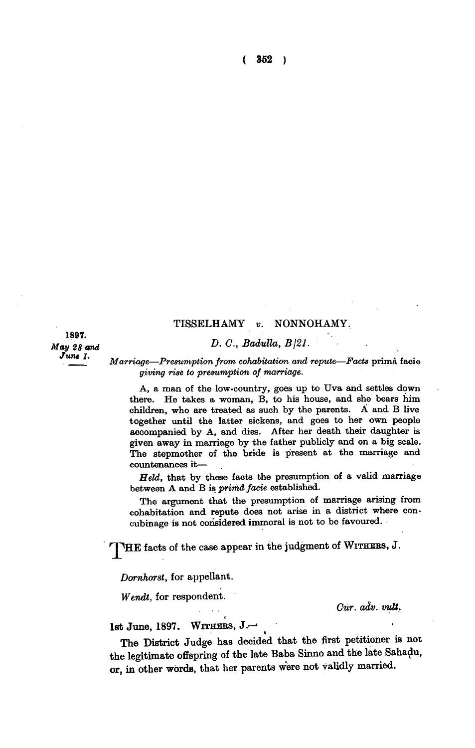1897.
*May 28 and June 1.*

## TISSELHAMY *v.* NONNOHAMY.

*D. C., Badulla, B/21.*

*Marriage—Presumption from cohabitation and repute—Facts* primâ facie *giving rise to presumption of marriage.*

A, a man of the low-country, goes up to Uva and settles down there. He takes a woman, B, to his house, and she bears him children, who are treated as such by the parents. A and B live together until the latter sickens, and goes to her own people accompanied by A, and dies. After her death their daughter is given away in marriage by the father publicly and on a big scale. The stepmother of the bride is present at the marriage and countenances it—

*Held*, that by these facts the presumption of a valid marriage between A and B is *primâ facie* established.

The argument that the presumption of marriage arising from cohabitation and repute does not arise in a district where concubinage is not considered immoral is not to be favoured.

THE facts of the case appear in the judgment of WITHERS, J.

*Dornhorst*, for appellant.

*Wendt*, for respondent.

*Cur. adv. vult.*

1st June, 1897. WITHERS, J.—

The District Judge has decided that the first petitioner is not the legitimate offspring of the late Baba Sinno and the late Sahadu, or, in other words, that her parents were not validly married.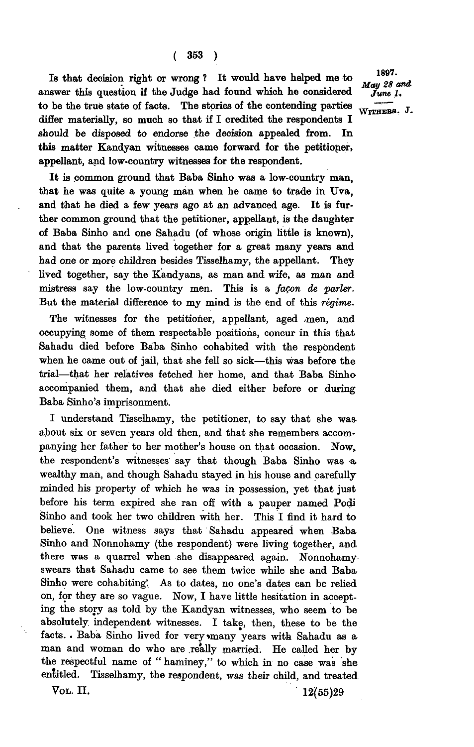Is that decision right or wrong? It would have helped me to answer this question if the Judge had found which he considered to be the true state of facts. The stories of the contending parties differ materially, so much so that if I credited the respondents I should be disposed to endorse the decision appealed from. In this matter Kandyan witnesses came forward for the petitioner, appellant, and low-country witnesses for the respondent.

1897. *May 28 and June 1.*

WITHERS, J.

It is common ground that Baba Sinho was a low-country man, that he was quite a young man when he came to trade in Uva, and that he died a few years ago at an advanced age. It is further common ground that the petitioner, appellant, is the daughter of Baba Sinho and one Sahadu (of whose origin little is known), and that the parents lived together for a great many years and had one or more children besides Tisselhamy, the appellant. They lived together, say the Kandyans, as man and wife, as man and mistress say the low-country men. This is a *façon de parler*. But the material difference to my mind is the end of this *régime*.

The witnesses for the petitioner, appellant, aged men, and occupying some of them respectable positions, concur in this that Sahadu died before Baba Sinho cohabited with the respondent when he came out of jail, that she fell so sick—this was before the trial—that her relatives fetched her home, and that Baba Sinho accompanied them, and that she died either before or during Baba Sinho's imprisonment.

I understand Tisselhamy, the petitioner, to say that she was about six or seven years old then, and that she remembers accompanying her father to her mother's house on that occasion. Now, the respondent's witnesses say that though Baba Sinho was a wealthy man, and though Sahadu stayed in his house and carefully minded his property of which he was in possession, yet that just before his term expired she ran off with a pauper named Podi Sinho and took her two children with her. This I find it hard to believe. One witness says that Sahadu appeared when Baba Sinho and Nonnohamy (the respondent) were living together, and there was a quarrel when she disappeared again. Nonnohamy swears that Sahadu came to see them twice while she and Baba Sinho were cohabiting. As to dates, no one's dates can be relied on, for they are so vague. Now, I have little hesitation in accepting the story as told by the Kandyan witnesses, who seem to be absolutely independent witnesses. I take, then, these to be the facts. Baba Sinho lived for very many years with Sahadu as a man and woman do who are really married. He called her by the respectful name of "haminey," to which in no case was she entitled. Tisselhamy, the respondent, was their child, and treated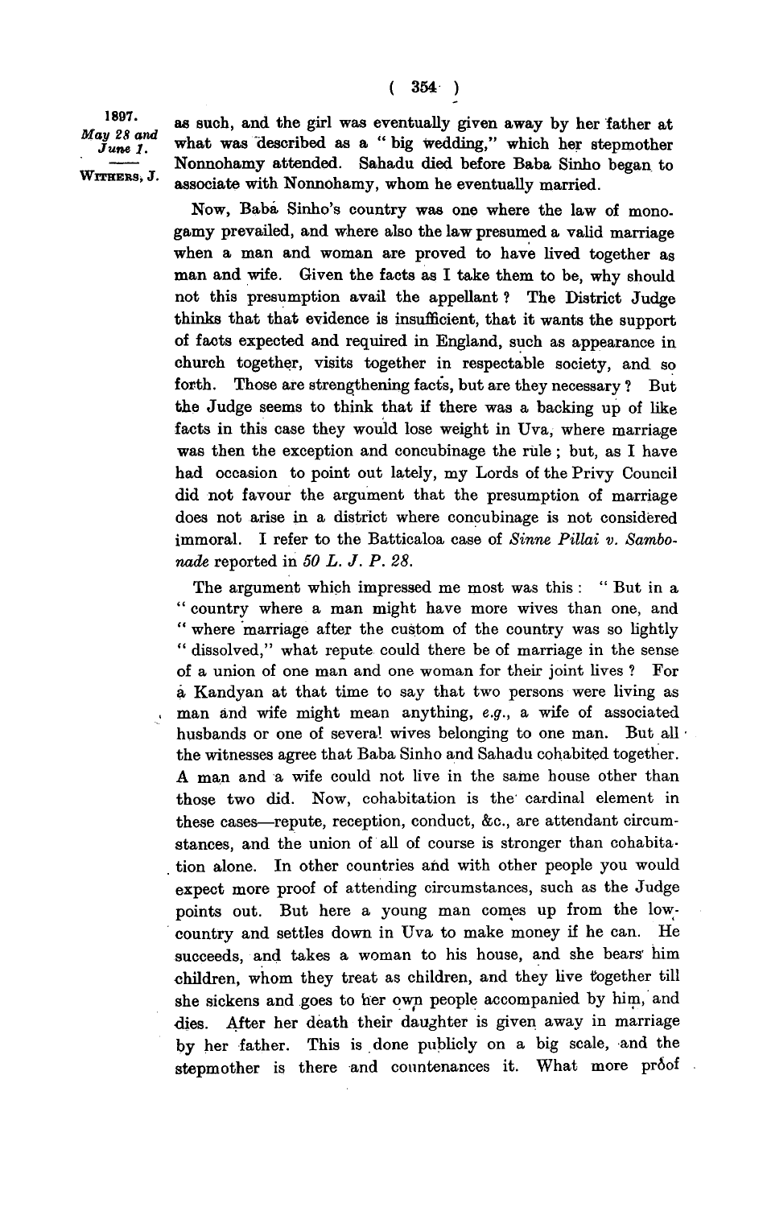as such, and the girl was eventually given away by her father at what was described as a "big wedding," which her stepmother Nonnohamy attended. Sahadu died before Baba Sinho began to associate with Nonnohamy, whom he eventually married.

Now, Baba Sinho's country was one where the law of monogamy prevailed, and where also the law presumed a valid marriage when a man and woman are proved to have lived together as man and wife. Given the facts as I take them to be, why should not this presumption avail the appellant? The District Judge thinks that that evidence is insufficient, that it wants the support of facts expected and required in England, such as appearance in church together, visits together in respectable society, and so forth. Those are strengthening facts, but are they necessary? But the Judge seems to think that if there was a backing up of like facts in this case they would lose weight in Uva, where marriage was then the exception and concubinage the rule; but, as I have had occasion to point out lately, my Lords of the Privy Council did not favour the argument that the presumption of marriage does not arise in a district where concubinage is not considered immoral. I refer to the Batticaloa case of *Sinne Pillai v. Sambonade* reported in *50 L. J. P. 28.*

The argument which impressed me most was this: "But in a "country where a man might have more wives than one, and "where marriage after the custom of the country was so lightly "dissolved," what repute could there be of marriage in the sense of a union of one man and one woman for their joint lives? For a Kandyan at that time to say that two persons were living as man and wife might mean anything, *e.g.*, a wife of associated husbands or one of several wives belonging to one man. But all the witnesses agree that Baba Sinho and Sahadu cohabited together. A man and a wife could not live in the same house other than those two did. Now, cohabitation is the cardinal element in these cases—repute, reception, conduct, &c., are attendant circumstances, and the union of all of course is stronger than cohabitation alone. In other countries and with other people you would expect more proof of attending circumstances, such as the Judge points out. But here a young man comes up from the low-country and settles down in Uva to make money if he can. He succeeds, and takes a woman to his house, and she bears him children, whom they treat as children, and they live together till she sickens and goes to her own people accompanied by him, and dies. After her death their daughter is given away in marriage by her father. This is done publicly on a big scale, and the stepmother is there and countenances it. What more proof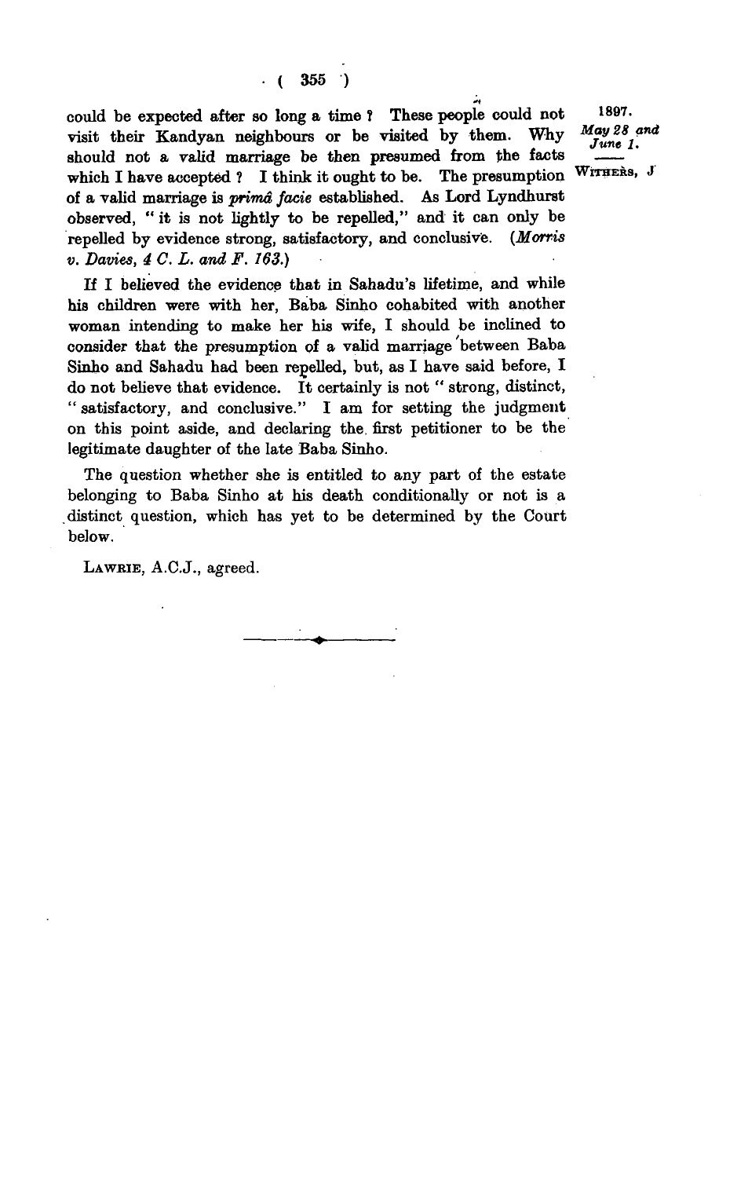could be expected after so long a time? These people could not visit their Kandyan neighbours or be visited by them. Why should not a valid marriage be then presumed from the facts which I have accepted? I think it ought to be. The presumption of a valid marriage is *primâ facie* established. As Lord Lyndhurst observed, "it is not lightly to be repelled," and it can only be repelled by evidence strong, satisfactory, and conclusive. (*Morris v. Davies, 4 C. L. and F. 163.*)

If I believed the evidence that in Sahadu's lifetime, and while his children were with her, Baba Sinho cohabited with another woman intending to make her his wife, I should be inclined to consider that the presumption of a valid marriage between Baba Sinho and Sahadu had been repelled, but, as I have said before, I do not believe that evidence. It certainly is not "strong, distinct, "satisfactory, and conclusive." I am for setting the judgment on this point aside, and declaring the first petitioner to be the legitimate daughter of the late Baba Sinho.

The question whether she is entitled to any part of the estate belonging to Baba Sinho at his death conditionally or not is a distinct question, which has yet to be determined by the Court below.

LAWRIE, A.C.J., agreed.